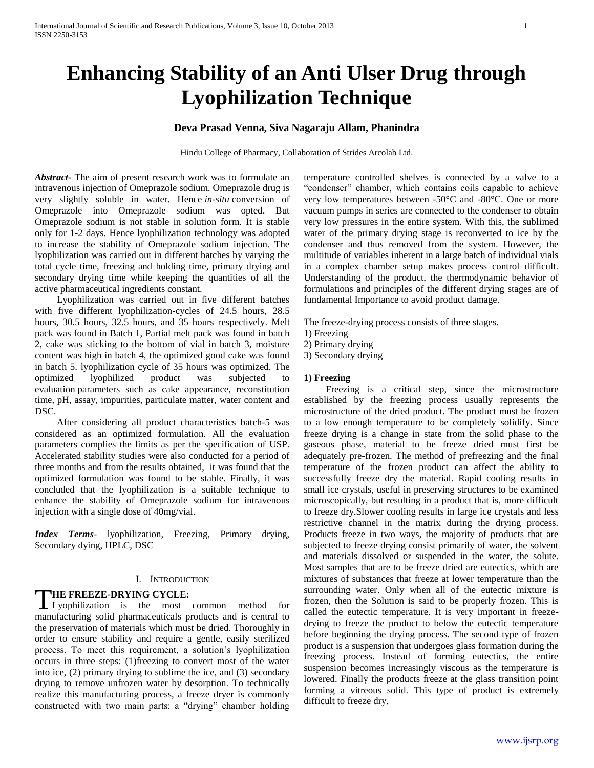# Enhancing Stability of an Anti Ulser Drug through Lyophilization Technique

**Deva Prasad Venna, Siva Nagaraju Allam, Phanindra**

Hindu College of Pharmacy, Collaboration of Strides Arcolab Ltd.

***Abstract***- The aim of present research work was to formulate an intravenous injection of Omeprazole sodium. Omeprazole drug is very slightly soluble in water. Hence *in-situ* conversion of Omeprazole into Omeprazole sodium was opted. But Omeprazole sodium is not stable in solution form. It is stable only for 1-2 days. Hence lyophilization technology was adopted to increase the stability of Omeprazole sodium injection. The lyophilization was carried out in different batches by varying the total cycle time, freezing and holding time, primary drying and secondary drying time while keeping the quantities of all the active pharmaceutical ingredients constant.

Lyophilization was carried out in five different batches with five different lyophilization-cycles of 24.5 hours, 28.5 hours, 30.5 hours, 32.5 hours, and 35 hours respectively. Melt pack was found in Batch 1, Partial melt pack was found in batch 2, cake was sticking to the bottom of vial in batch 3, moisture content was high in batch 4, the optimized good cake was found in batch 5. lyophilization cycle of 35 hours was optimized. The optimized lyophilized product was subjected to evaluation parameters such as cake appearance, reconstitution time, pH, assay, impurities, particulate matter, water content and DSC.

After considering all product characteristics batch-5 was considered as an optimized formulation. All the evaluation parameters complies the limits as per the specification of USP. Accelerated stability studies were also conducted for a period of three months and from the results obtained, it was found that the optimized formulation was found to be stable. Finally, it was concluded that the lyophilization is a suitable technique to enhance the stability of Omeprazole sodium for intravenous injection with a single dose of 40mg/vial.

***Index Terms***- lyophilization, Freezing, Primary drying, Secondary dying, HPLC, DSC

## I. Introduction

**THE FREEZE-DRYING CYCLE:**

Lyophilization is the most common method for manufacturing solid pharmaceuticals products and is central to the preservation of materials which must be dried. Thoroughly in order to ensure stability and require a gentle, easily sterilized process. To meet this requirement, a solution's lyophilization occurs in three steps: (1)freezing to convert most of the water into ice, (2) primary drying to sublime the ice, and (3) secondary drying to remove unfrozen water by desorption. To technically realize this manufacturing process, a freeze dryer is commonly constructed with two main parts: a "drying" chamber holding temperature controlled shelves is connected by a valve to a "condenser" chamber, which contains coils capable to achieve very low temperatures between -50°C and -80°C. One or more vacuum pumps in series are connected to the condenser to obtain very low pressures in the entire system. With this, the sublimed water of the primary drying stage is reconverted to ice by the condenser and thus removed from the system. However, the multitude of variables inherent in a large batch of individual vials in a complex chamber setup makes process control difficult. Understanding of the product, the thermodynamic behavior of formulations and principles of the different drying stages are of fundamental Importance to avoid product damage.

The freeze-drying process consists of three stages.

1) Freezing
2) Primary drying
3) Secondary drying

**1) Freezing**

Freezing is a critical step, since the microstructure established by the freezing process usually represents the microstructure of the dried product. The product must be frozen to a low enough temperature to be completely solidify. Since freeze drying is a change in state from the solid phase to the gaseous phase, material to be freeze dried must first be adequately pre-frozen. The method of prefreezing and the final temperature of the frozen product can affect the ability to successfully freeze dry the material. Rapid cooling results in small ice crystals, useful in preserving structures to be examined microscopically, but resulting in a product that is, more difficult to freeze dry.Slower cooling results in large ice crystals and less restrictive channel in the matrix during the drying process. Products freeze in two ways, the majority of products that are subjected to freeze drying consist primarily of water, the solvent and materials dissolved or suspended in the water, the solute. Most samples that are to be freeze dried are eutectics, which are mixtures of substances that freeze at lower temperature than the surrounding water. Only when all of the eutectic mixture is frozen, then the Solution is said to be properly frozen. This is called the eutectic temperature. It is very important in freeze-drying to freeze the product to below the eutectic temperature before beginning the drying process. The second type of frozen product is a suspension that undergoes glass formation during the freezing process. Instead of forming eutectics, the entire suspension becomes increasingly viscous as the temperature is lowered. Finally the products freeze at the glass transition point forming a vitreous solid. This type of product is extremely difficult to freeze dry.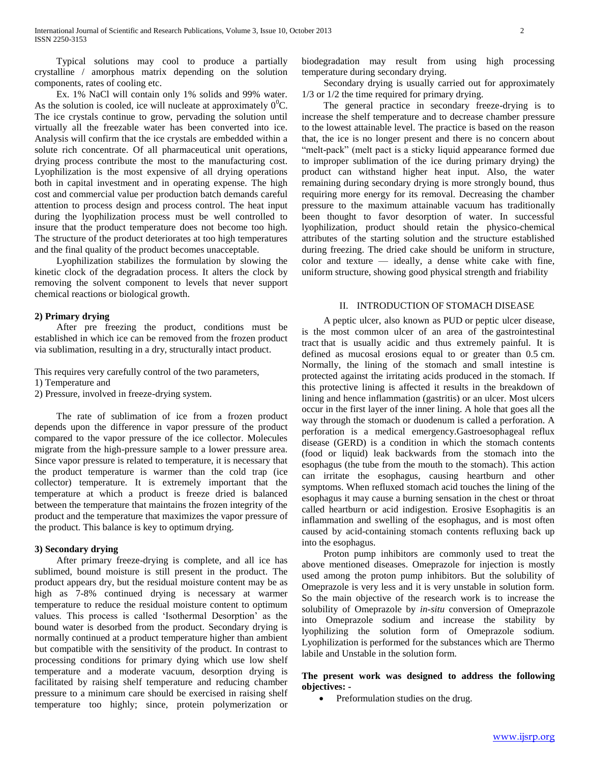Typical solutions may cool to produce a partially crystalline / amorphous matrix depending on the solution components, rates of cooling etc.

Ex. 1% NaCl will contain only 1% solids and 99% water. As the solution is cooled, ice will nucleate at approximately $0^0$C. The ice crystals continue to grow, pervading the solution until virtually all the freezable water has been converted into ice. Analysis will confirm that the ice crystals are embedded within a solute rich concentrate. Of all pharmaceutical unit operations, drying process contribute the most to the manufacturing cost. Lyophilization is the most expensive of all drying operations both in capital investment and in operating expense. The high cost and commercial value per production batch demands careful attention to process design and process control. The heat input during the lyophilization process must be well controlled to insure that the product temperature does not become too high. The structure of the product deteriorates at too high temperatures and the final quality of the product becomes unacceptable.

Lyophilization stabilizes the formulation by slowing the kinetic clock of the degradation process. It alters the clock by removing the solvent component to levels that never support chemical reactions or biological growth.

**2) Primary drying**

After pre freezing the product, conditions must be established in which ice can be removed from the frozen product via sublimation, resulting in a dry, structurally intact product.

This requires very carefully control of the two parameters,
1) Temperature and
2) Pressure, involved in freeze-drying system.

The rate of sublimation of ice from a frozen product depends upon the difference in vapor pressure of the product compared to the vapor pressure of the ice collector. Molecules migrate from the high-pressure sample to a lower pressure area. Since vapor pressure is related to temperature, it is necessary that the product temperature is warmer than the cold trap (ice collector) temperature. It is extremely important that the temperature at which a product is freeze dried is balanced between the temperature that maintains the frozen integrity of the product and the temperature that maximizes the vapor pressure of the product. This balance is key to optimum drying.

**3) Secondary drying**

After primary freeze-drying is complete, and all ice has sublimed, bound moisture is still present in the product. The product appears dry, but the residual moisture content may be as high as 7-8% continued drying is necessary at warmer temperature to reduce the residual moisture content to optimum values. This process is called 'Isothermal Desorption' as the bound water is desorbed from the product. Secondary drying is normally continued at a product temperature higher than ambient but compatible with the sensitivity of the product. In contrast to processing conditions for primary dying which use low shelf temperature and a moderate vacuum, desorption drying is facilitated by raising shelf temperature and reducing chamber pressure to a minimum care should be exercised in raising shelf temperature too highly; since, protein polymerization or biodegradation may result from using high processing temperature during secondary drying.

Secondary drying is usually carried out for approximately 1/3 or 1/2 the time required for primary drying.

The general practice in secondary freeze-drying is to increase the shelf temperature and to decrease chamber pressure to the lowest attainable level. The practice is based on the reason that, the ice is no longer present and there is no concern about "melt-pack" (melt pact is a sticky liquid appearance formed due to improper sublimation of the ice during primary drying) the product can withstand higher heat input. Also, the water remaining during secondary drying is more strongly bound, thus requiring more energy for its removal. Decreasing the chamber pressure to the maximum attainable vacuum has traditionally been thought to favor desorption of water. In successful lyophilization, product should retain the physico-chemical attributes of the starting solution and the structure established during freezing. The dried cake should be uniform in structure, color and texture — ideally, a dense white cake with fine, uniform structure, showing good physical strength and friability

## II. INTRODUCTION OF STOMACH DISEASE

A peptic ulcer, also known as PUD or peptic ulcer disease, is the most common ulcer of an area of the gastrointestinal tract that is usually acidic and thus extremely painful. It is defined as mucosal erosions equal to or greater than 0.5 cm. Normally, the lining of the stomach and small intestine is protected against the irritating acids produced in the stomach. If this protective lining is affected it results in the breakdown of lining and hence inflammation (gastritis) or an ulcer. Most ulcers occur in the first layer of the inner lining. A hole that goes all the way through the stomach or duodenum is called a perforation. A perforation is a medical emergency.Gastroesophageal reflux disease (GERD) is a condition in which the stomach contents (food or liquid) leak backwards from the stomach into the esophagus (the tube from the mouth to the stomach). This action can irritate the esophagus, causing heartburn and other symptoms. When refluxed stomach acid touches the lining of the esophagus it may cause a burning sensation in the chest or throat called heartburn or acid indigestion. Erosive Esophagitis is an inflammation and swelling of the esophagus, and is most often caused by acid-containing stomach contents refluxing back up into the esophagus.

Proton pump inhibitors are commonly used to treat the above mentioned diseases. Omeprazole for injection is mostly used among the proton pump inhibitors. But the solubility of Omeprazole is very less and it is very unstable in solution form. So the main objective of the research work is to increase the solubility of Omeprazole by *in-situ* conversion of Omeprazole into Omeprazole sodium and increase the stability by lyophilizing the solution form of Omeprazole sodium. Lyophilization is performed for the substances which are Thermo labile and Unstable in the solution form.

**The present work was designed to address the following objectives: -**

- Preformulation studies on the drug.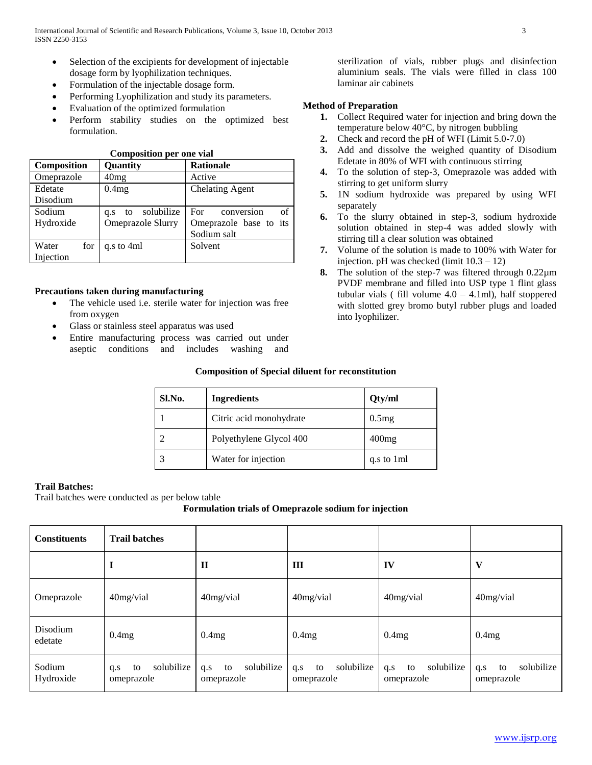- Selection of the excipients for development of injectable dosage form by lyophilization techniques.
- Formulation of the injectable dosage form.
- Performing Lyophilization and study its parameters.
- Evaluation of the optimized formulation
- Perform stability studies on the optimized best formulation.

**Composition per one vial**

| Composition | Quantity | Rationale |
|---|---|---|
| Omeprazole | 40mg | Active |
| Edetate Disodium | 0.4mg | Chelating Agent |
| Sodium Hydroxide | q.s to solubilize Omeprazole Slurry | For conversion of Omeprazole base to its Sodium salt |
| Water for Injection | q.s to 4ml | Solvent |

**Precautions taken during manufacturing**

- The vehicle used i.e. sterile water for injection was free from oxygen
- Glass or stainless steel apparatus was used
- Entire manufacturing process was carried out under aseptic conditions and includes washing and sterilization of vials, rubber plugs and disinfection aluminium seals. The vials were filled in class 100 laminar air cabinets

**Method of Preparation**

1. Collect Required water for injection and bring down the temperature below 40°C, by nitrogen bubbling
2. Check and record the pH of WFI (Limit 5.0-7.0)
3. Add and dissolve the weighed quantity of Disodium Edetate in 80% of WFI with continuous stirring
4. To the solution of step-3, Omeprazole was added with stirring to get uniform slurry
5. 1N sodium hydroxide was prepared by using WFI separately
6. To the slurry obtained in step-3, sodium hydroxide solution obtained in step-4 was added slowly with stirring till a clear solution was obtained
7. Volume of the solution is made to 100% with Water for injection. pH was checked (limit 10.3 – 12)
8. The solution of the step-7 was filtered through 0.22µm PVDF membrane and filled into USP type 1 flint glass tubular vials ( fill volume 4.0 – 4.1ml), half stoppered with slotted grey bromo butyl rubber plugs and loaded into lyophilizer.

**Composition of Special diluent for reconstitution**

| Sl.No. | Ingredients | Qty/ml |
|---|---|---|
| 1 | Citric acid monohydrate | 0.5mg |
| 2 | Polyethylene Glycol 400 | 400mg |
| 3 | Water for injection | q.s to 1ml |

**Trail Batches:**

Trail batches were conducted as per below table

**Formulation trials of Omeprazole sodium for injection**

| Constituents | Trail batches | | | | |
|---|---|---|---|---|---|
| | I | II | III | IV | V |
| Omeprazole | 40mg/vial | 40mg/vial | 40mg/vial | 40mg/vial | 40mg/vial |
| Disodium edetate | 0.4mg | 0.4mg | 0.4mg | 0.4mg | 0.4mg |
| Sodium Hydroxide | q.s to solubilize omeprazole | q.s to solubilize omeprazole | q.s to solubilize omeprazole | q.s to solubilize omeprazole | q.s to solubilize omeprazole |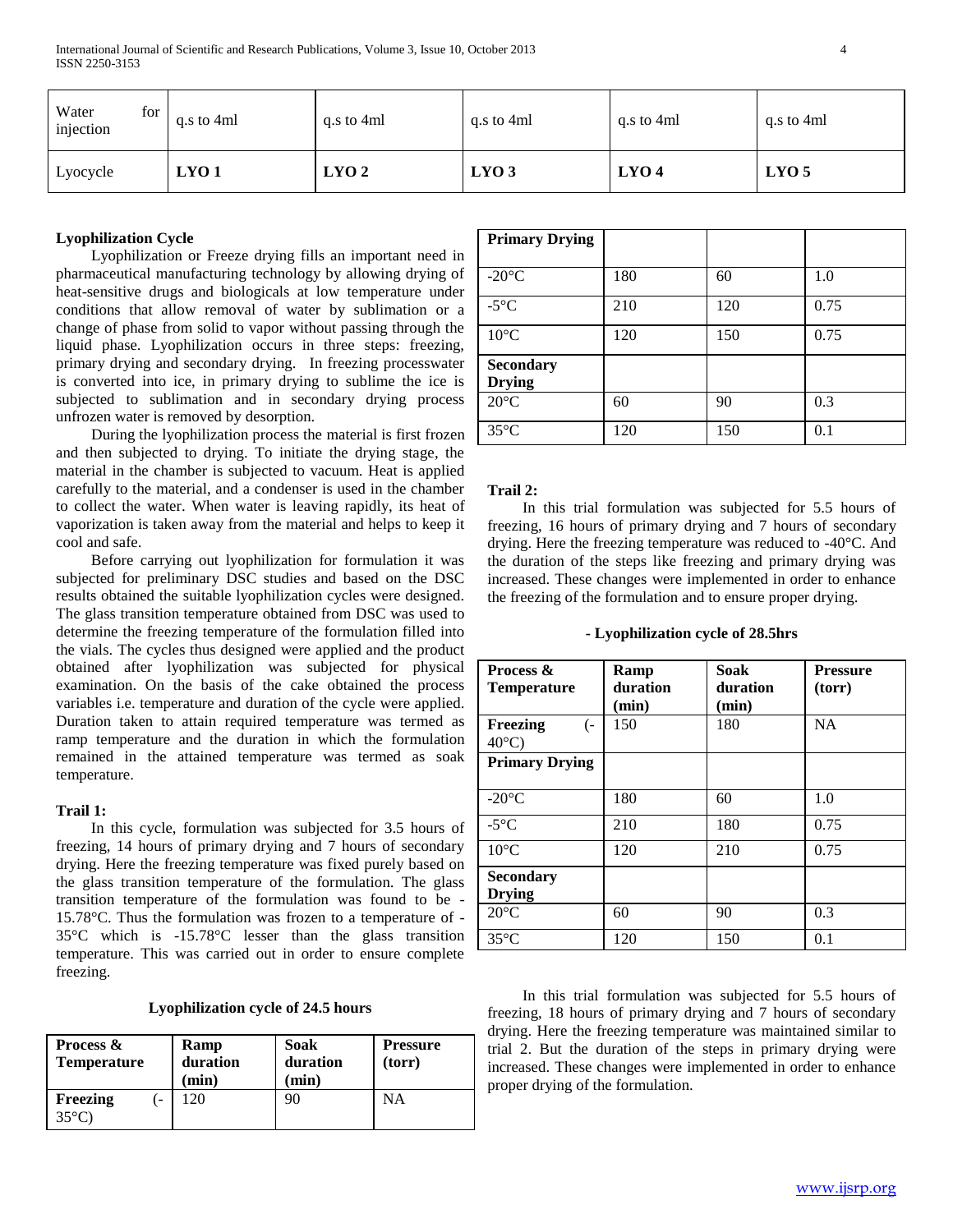| Water for injection | q.s to 4ml | q.s to 4ml | q.s to 4ml | q.s to 4ml | q.s to 4ml |
|---|---|---|---|---|---|
| Lyocycle | **LYO 1** | **LYO 2** | **LYO 3** | **LYO 4** | **LYO 5** |

**Lyophilization Cycle**

Lyophilization or Freeze drying fills an important need in pharmaceutical manufacturing technology by allowing drying of heat-sensitive drugs and biologicals at low temperature under conditions that allow removal of water by sublimation or a change of phase from solid to vapor without passing through the liquid phase. Lyophilization occurs in three steps: freezing, primary drying and secondary drying. In freezing processwater is converted into ice, in primary drying to sublime the ice is subjected to sublimation and in secondary drying process unfrozen water is removed by desorption.

During the lyophilization process the material is first frozen and then subjected to drying. To initiate the drying stage, the material in the chamber is subjected to vacuum. Heat is applied carefully to the material, and a condenser is used in the chamber to collect the water. When water is leaving rapidly, its heat of vaporization is taken away from the material and helps to keep it cool and safe.

Before carrying out lyophilization for formulation it was subjected for preliminary DSC studies and based on the DSC results obtained the suitable lyophilization cycles were designed. The glass transition temperature obtained from DSC was used to determine the freezing temperature of the formulation filled into the vials. The cycles thus designed were applied and the product obtained after lyophilization was subjected for physical examination. On the basis of the cake obtained the process variables i.e. temperature and duration of the cycle were applied. Duration taken to attain required temperature was termed as ramp temperature and the duration in which the formulation remained in the attained temperature was termed as soak temperature.

**Trail 1:**

In this cycle, formulation was subjected for 3.5 hours of freezing, 14 hours of primary drying and 7 hours of secondary drying. Here the freezing temperature was fixed purely based on the glass transition temperature of the formulation. The glass transition temperature of the formulation was found to be -15.78°C. Thus the formulation was frozen to a temperature of -35°C which is -15.78°C lesser than the glass transition temperature. This was carried out in order to ensure complete freezing.

**Lyophilization cycle of 24.5 hours**

| **Process & Temperature** | **Ramp duration (min)** | **Soak duration (min)** | **Pressure (torr)** |
|---|---|---|---|
| **Freezing** (-35°C) | 120 | 90 | NA |
| **Primary Drying** | | | |
| -20°C | 180 | 60 | 1.0 |
| -5°C | 210 | 120 | 0.75 |
| 10°C | 120 | 150 | 0.75 |
| **Secondary Drying** | | | |
| 20°C | 60 | 90 | 0.3 |
| 35°C | 120 | 150 | 0.1 |

**Trail 2:**

In this trial formulation was subjected for 5.5 hours of freezing, 16 hours of primary drying and 7 hours of secondary drying. Here the freezing temperature was reduced to -40°C. And the duration of the steps like freezing and primary drying was increased. These changes were implemented in order to enhance the freezing of the formulation and to ensure proper drying.

**- Lyophilization cycle of 28.5hrs**

| **Process & Temperature** | **Ramp duration (min)** | **Soak duration (min)** | **Pressure (torr)** |
|---|---|---|---|
| **Freezing** (-40°C) | 150 | 180 | NA |
| **Primary Drying** | | | |
| -20°C | 180 | 60 | 1.0 |
| -5°C | 210 | 180 | 0.75 |
| 10°C | 120 | 210 | 0.75 |
| **Secondary Drying** | | | |
| 20°C | 60 | 90 | 0.3 |
| 35°C | 120 | 150 | 0.1 |

In this trial formulation was subjected for 5.5 hours of freezing, 18 hours of primary drying and 7 hours of secondary drying. Here the freezing temperature was maintained similar to trial 2. But the duration of the steps in primary drying were increased. These changes were implemented in order to enhance proper drying of the formulation.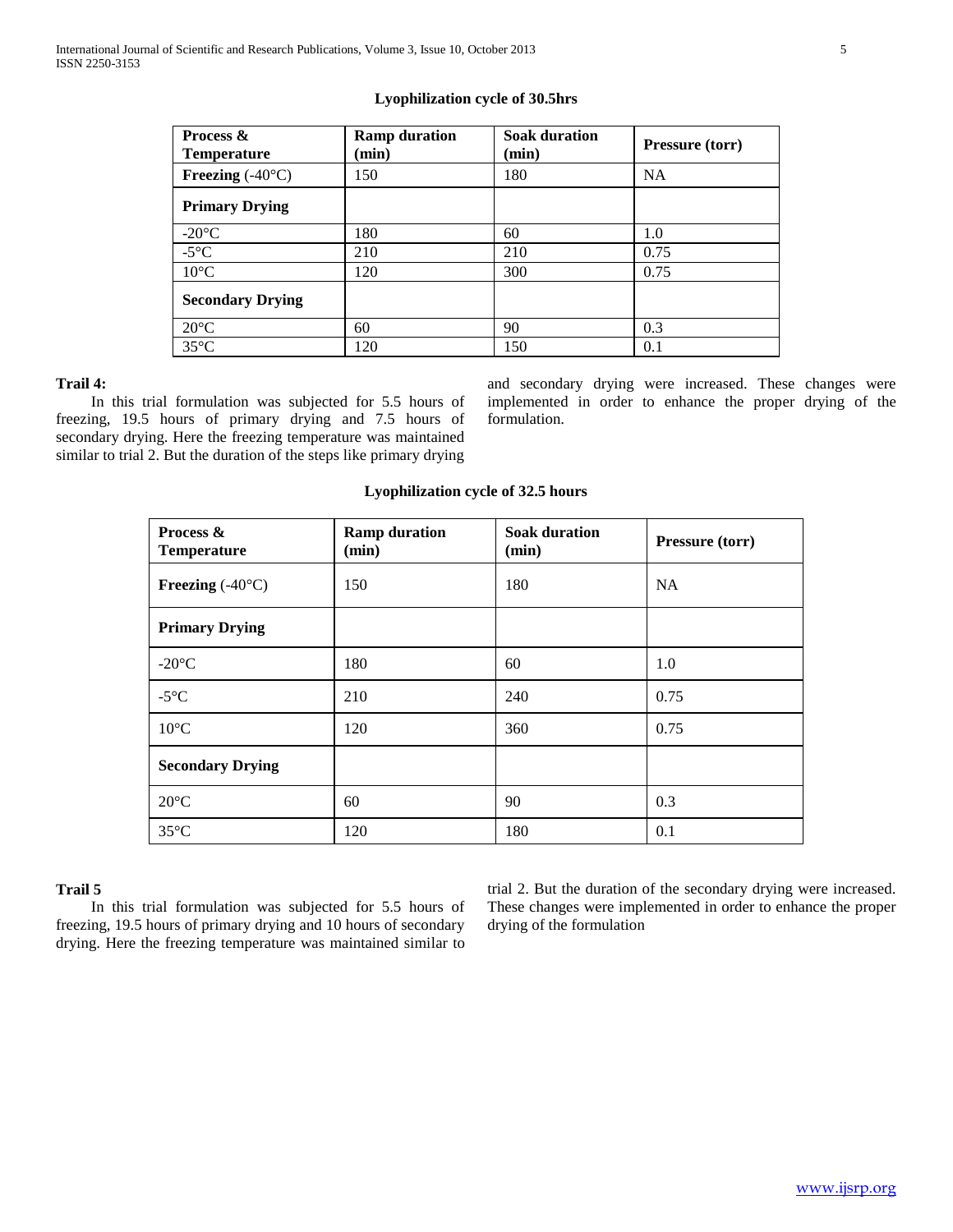**Lyophilization cycle of 30.5hrs**

| Process & Temperature | Ramp duration (min) | Soak duration (min) | Pressure (torr) |
|---|---|---|---|
| **Freezing** (-40°C) | 150 | 180 | NA |
| **Primary Drying** | | | |
| -20°C | 180 | 60 | 1.0 |
| -5°C | 210 | 210 | 0.75 |
| 10°C | 120 | 300 | 0.75 |
| **Secondary Drying** | | | |
| 20°C | 60 | 90 | 0.3 |
| 35°C | 120 | 150 | 0.1 |

**Trail 4:**

In this trial formulation was subjected for 5.5 hours of freezing, 19.5 hours of primary drying and 7.5 hours of secondary drying. Here the freezing temperature was maintained similar to trial 2. But the duration of the steps like primary drying and secondary drying were increased. These changes were implemented in order to enhance the proper drying of the formulation.

**Lyophilization cycle of 32.5 hours**

| Process & Temperature | Ramp duration (min) | Soak duration (min) | Pressure (torr) |
|---|---|---|---|
| **Freezing** (-40°C) | 150 | 180 | NA |
| **Primary Drying** | | | |
| -20°C | 180 | 60 | 1.0 |
| -5°C | 210 | 240 | 0.75 |
| 10°C | 120 | 360 | 0.75 |
| **Secondary Drying** | | | |
| 20°C | 60 | 90 | 0.3 |
| 35°C | 120 | 180 | 0.1 |

**Trail 5**

In this trial formulation was subjected for 5.5 hours of freezing, 19.5 hours of primary drying and 10 hours of secondary drying. Here the freezing temperature was maintained similar to trial 2. But the duration of the secondary drying were increased. These changes were implemented in order to enhance the proper drying of the formulation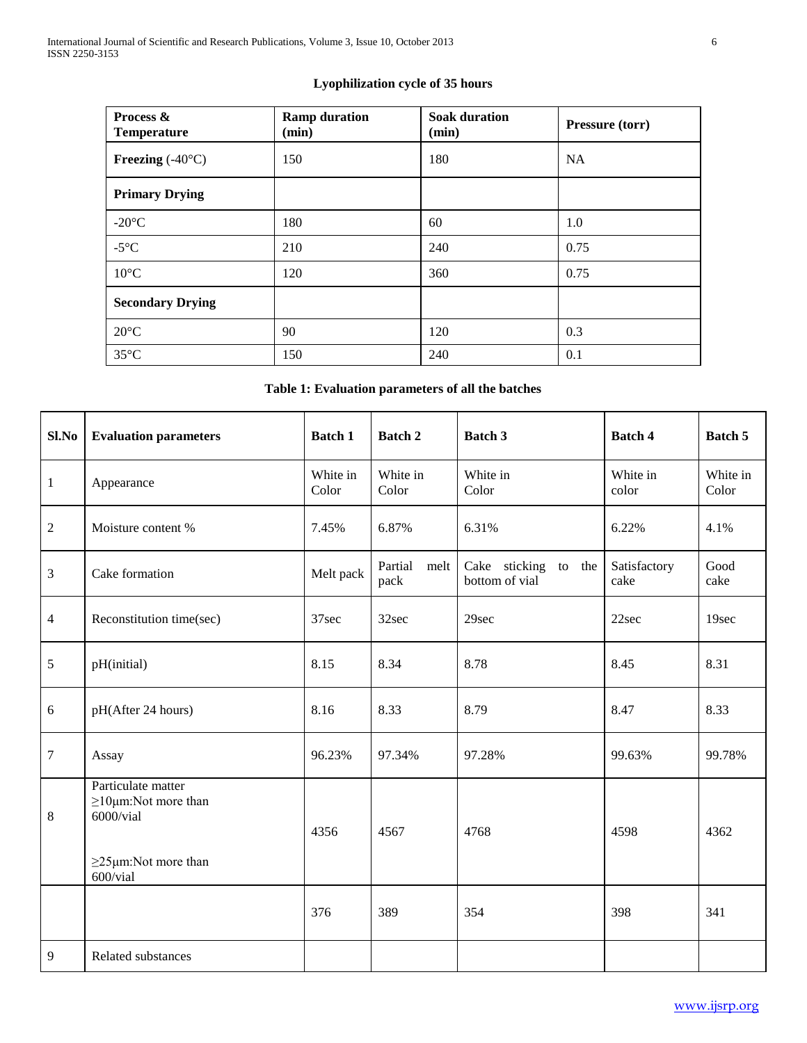**Lyophilization cycle of 35 hours**

| Process & Temperature | Ramp duration (min) | Soak duration (min) | Pressure (torr) |
|---|---|---|---|
| **Freezing** (-40°C) | 150 | 180 | NA |
| **Primary Drying** | | | |
| -20°C | 180 | 60 | 1.0 |
| -5°C | 210 | 240 | 0.75 |
| 10°C | 120 | 360 | 0.75 |
| **Secondary Drying** | | | |
| 20°C | 90 | 120 | 0.3 |
| 35°C | 150 | 240 | 0.1 |

**Table 1: Evaluation parameters of all the batches**

| Sl.No | Evaluation parameters | Batch 1 | Batch 2 | Batch 3 | Batch 4 | Batch 5 |
|---|---|---|---|---|---|---|
| 1 | Appearance | White in Color | White in Color | White in Color | White in color | White in Color |
| 2 | Moisture content % | 7.45% | 6.87% | 6.31% | 6.22% | 4.1% |
| 3 | Cake formation | Melt pack | Partial melt pack | Cake sticking to the bottom of vial | Satisfactory cake | Good cake |
| 4 | Reconstitution time(sec) | 37sec | 32sec | 29sec | 22sec | 19sec |
| 5 | pH(initial) | 8.15 | 8.34 | 8.78 | 8.45 | 8.31 |
| 6 | pH(After 24 hours) | 8.16 | 8.33 | 8.79 | 8.47 | 8.33 |
| 7 | Assay | 96.23% | 97.34% | 97.28% | 99.63% | 99.78% |
| 8 | Particulate matter ≥10μm:Not more than 6000/vial<br><br>≥25μm:Not more than 600/vial | 4356 | 4567 | 4768 | 4598 | 4362 |
| | | 376 | 389 | 354 | 398 | 341 |
| 9 | Related substances | | | | | |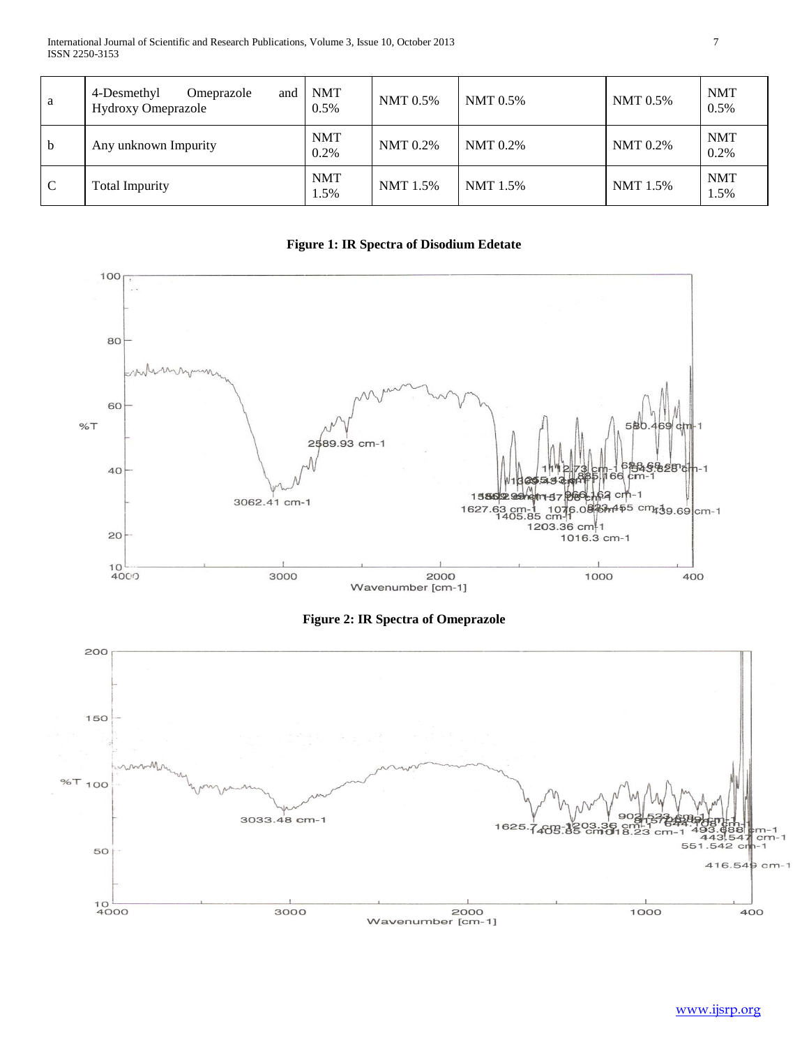| a | 4-Desmethyl Omeprazole and Hydroxy Omeprazole | NMT 0.5% | NMT 0.5% | NMT 0.5% | NMT 0.5% | NMT 0.5% |
|---|---|---|---|---|---|---|
| b | Any unknown Impurity | NMT 0.2% | NMT 0.2% | NMT 0.2% | NMT 0.2% | NMT 0.2% |
| C | Total Impurity | NMT 1.5% | NMT 1.5% | NMT 1.5% | NMT 1.5% | NMT 1.5% |

**Figure 1: IR Spectra of Disodium Edetate**

**Figure 2: IR Spectra of Omeprazole**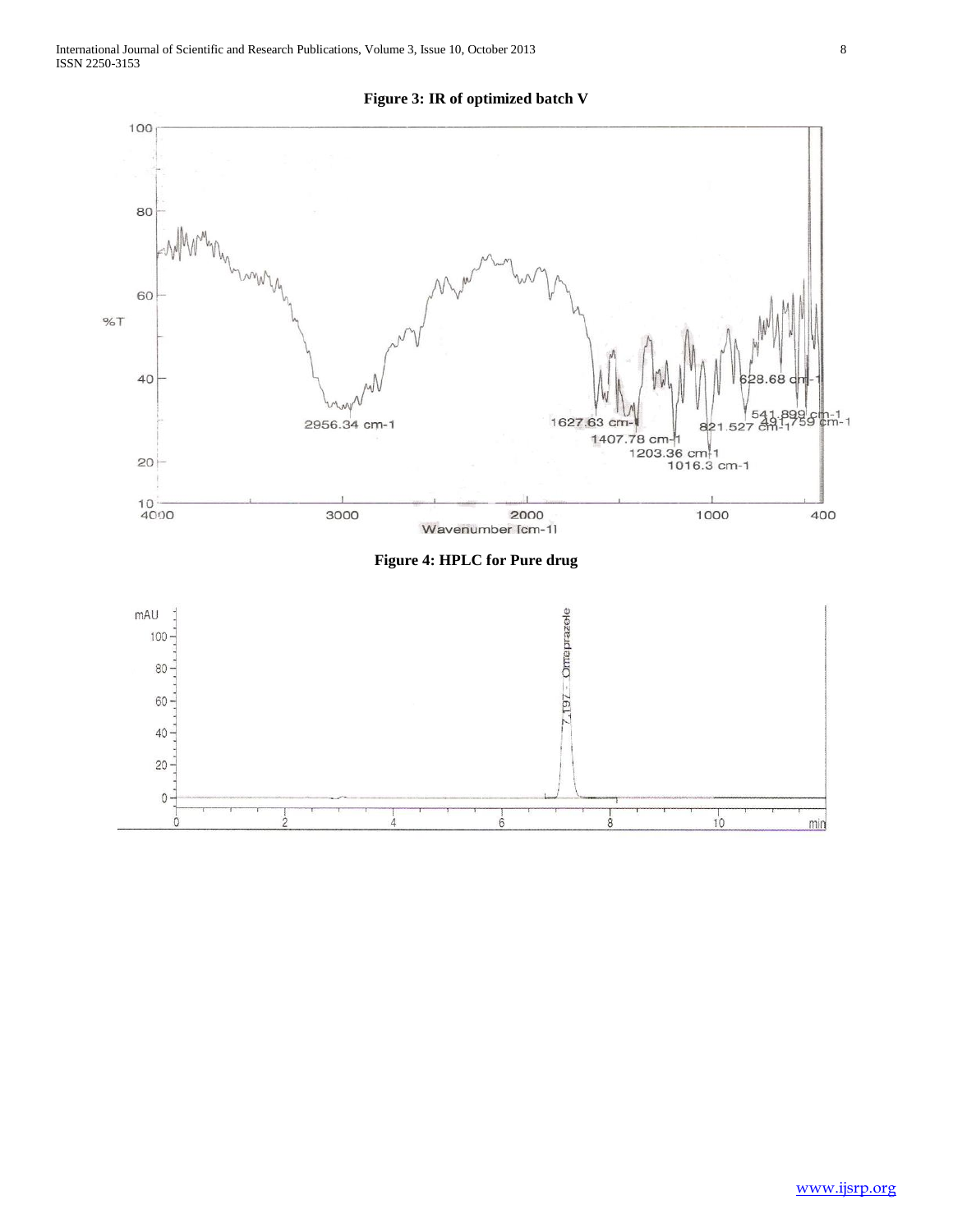**Figure 3: IR of optimized batch V**

**Figure 4: HPLC for Pure drug**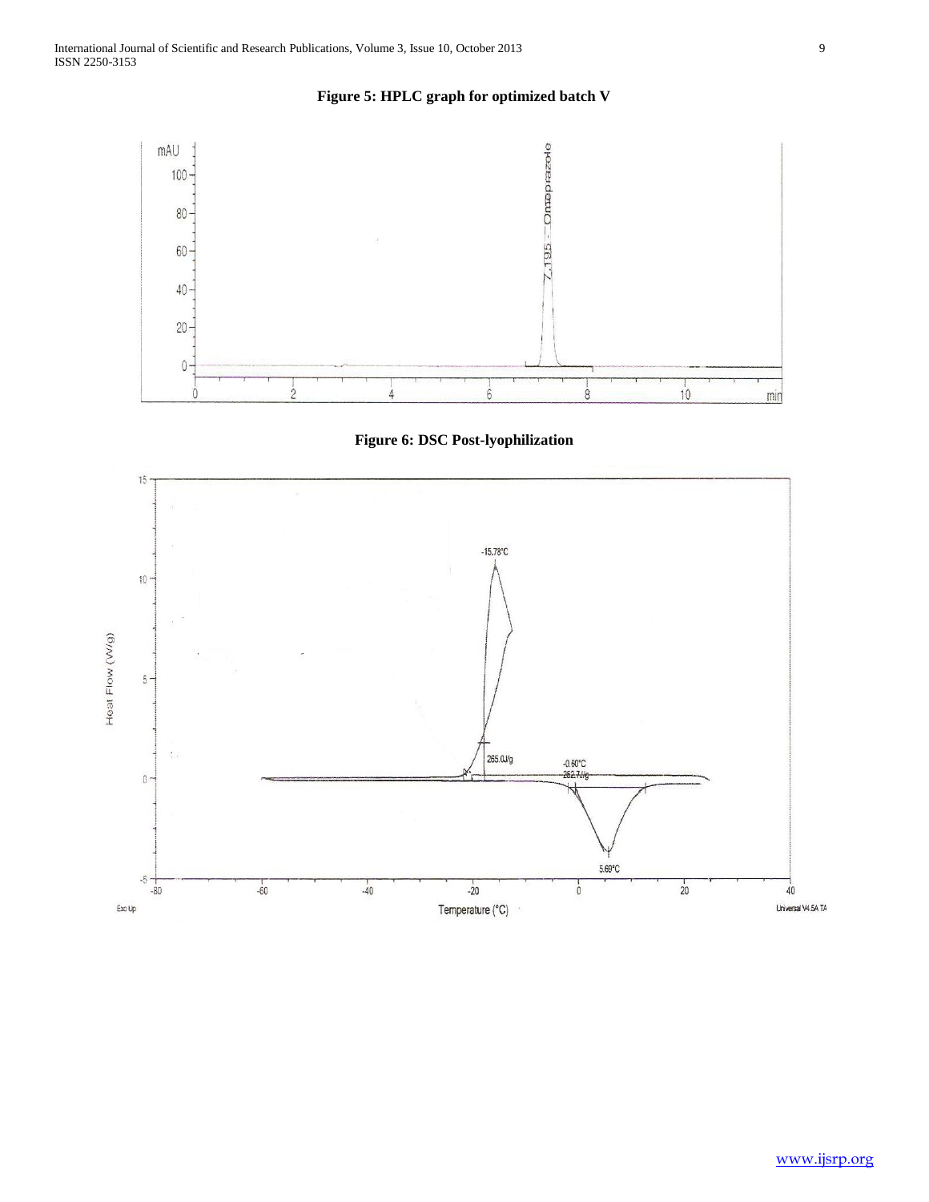**Figure 5: HPLC graph for optimized batch V**

**Figure 6: DSC Post-lyophilization**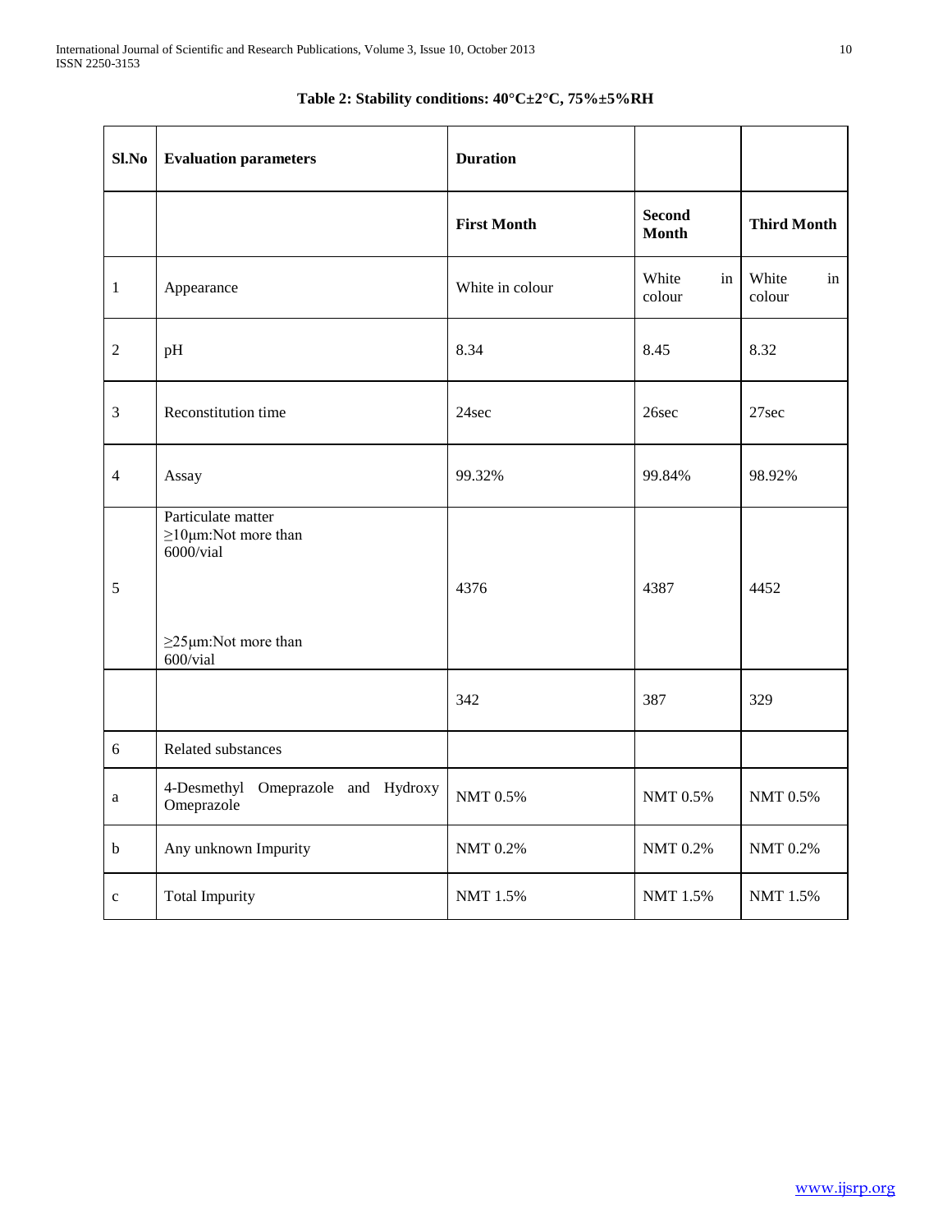**Table 2: Stability conditions: 40°C±2°C, 75%±5%RH**

| Sl.No | Evaluation parameters | Duration | | |
|---|---|---|---|---|
| | | First Month | Second Month | Third Month |
| 1 | Appearance | White in colour | White in colour | White in colour |
| 2 | pH | 8.34 | 8.45 | 8.32 |
| 3 | Reconstitution time | 24sec | 26sec | 27sec |
| 4 | Assay | 99.32% | 99.84% | 98.92% |
| 5 | Particulate matter ≥10µm:Not more than 6000/vial ≥25µm:Not more than 600/vial | 4376 | 4387 | 4452 |
| | | 342 | 387 | 329 |
| 6 | Related substances | | | |
| a | 4-Desmethyl Omeprazole and Hydroxy Omeprazole | NMT 0.5% | NMT 0.5% | NMT 0.5% |
| b | Any unknown Impurity | NMT 0.2% | NMT 0.2% | NMT 0.2% |
| c | Total Impurity | NMT 1.5% | NMT 1.5% | NMT 1.5% |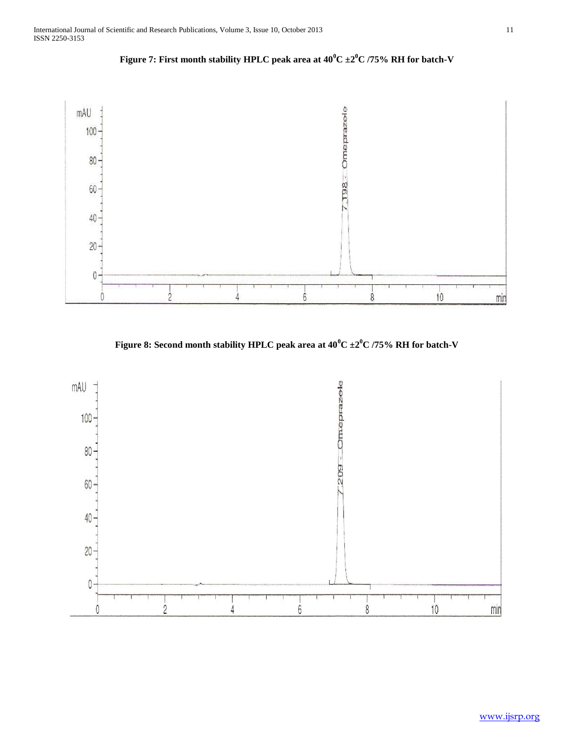**Figure 7: First month stability HPLC peak area at $40^0C \pm 2^0C$ /75% RH for batch-V**

**Figure 8: Second month stability HPLC peak area at $40^0C \pm 2^0C$ /75% RH for batch-V**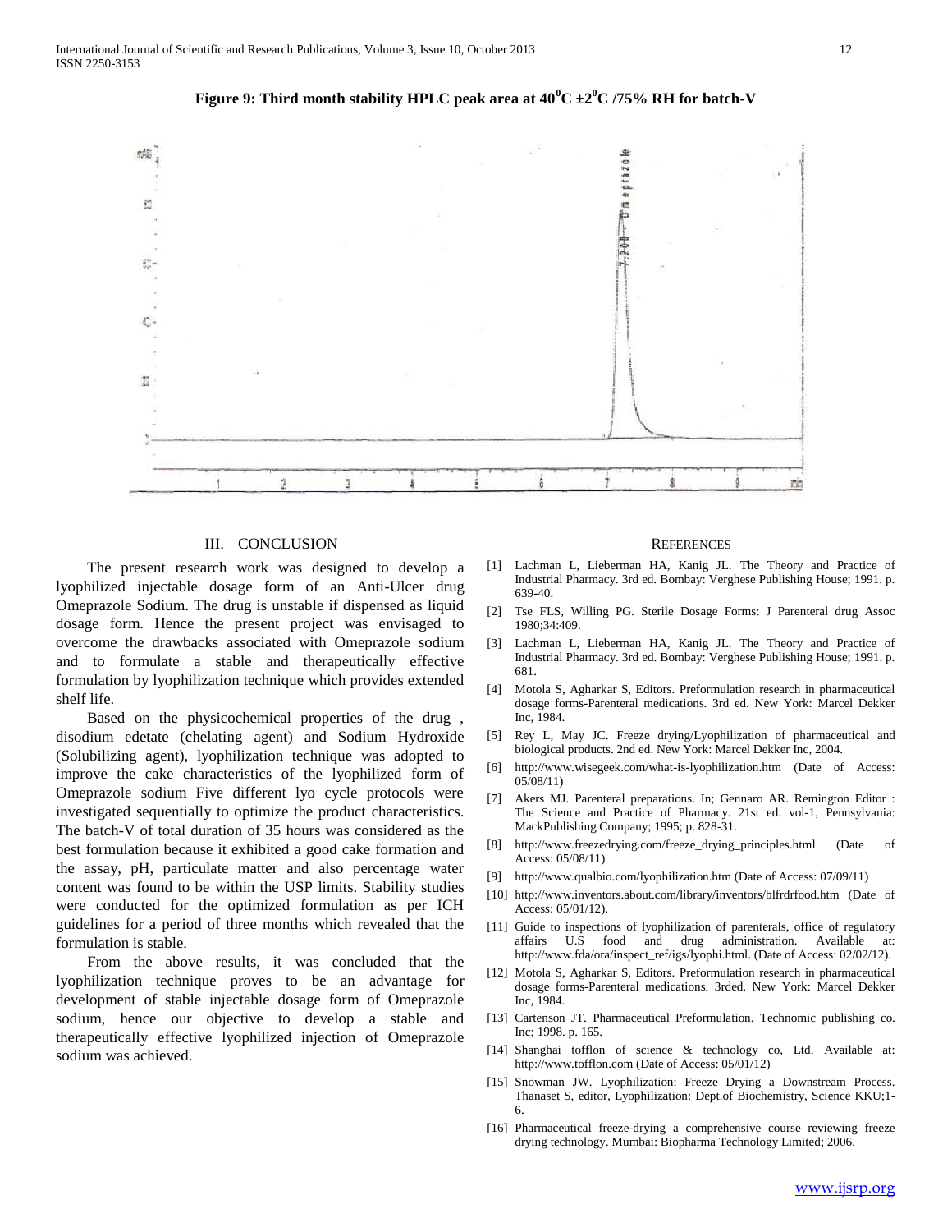**Figure 9: Third month stability HPLC peak area at $40^0C \pm 2^0C$ /75% RH for batch-V**

## III. CONCLUSION

The present research work was designed to develop a lyophilized injectable dosage form of an Anti-Ulcer drug Omeprazole Sodium. The drug is unstable if dispensed as liquid dosage form. Hence the present project was envisaged to overcome the drawbacks associated with Omeprazole sodium and to formulate a stable and therapeutically effective formulation by lyophilization technique which provides extended shelf life.

Based on the physicochemical properties of the drug , disodium edetate (chelating agent) and Sodium Hydroxide (Solubilizing agent), lyophilization technique was adopted to improve the cake characteristics of the lyophilized form of Omeprazole sodium Five different lyo cycle protocols were investigated sequentially to optimize the product characteristics. The batch-V of total duration of 35 hours was considered as the best formulation because it exhibited a good cake formation and the assay, pH, particulate matter and also percentage water content was found to be within the USP limits. Stability studies were conducted for the optimized formulation as per ICH guidelines for a period of three months which revealed that the formulation is stable.

From the above results, it was concluded that the lyophilization technique proves to be an advantage for development of stable injectable dosage form of Omeprazole sodium, hence our objective to develop a stable and therapeutically effective lyophilized injection of Omeprazole sodium was achieved.

## REFERENCES

[1] Lachman L, Lieberman HA, Kanig JL. The Theory and Practice of Industrial Pharmacy. 3rd ed. Bombay: Verghese Publishing House; 1991. p. 639-40.

[2] Tse FLS, Willing PG. Sterile Dosage Forms: J Parenteral drug Assoc 1980;34:409.

[3] Lachman L, Lieberman HA, Kanig JL. The Theory and Practice of Industrial Pharmacy. 3rd ed. Bombay: Verghese Publishing House; 1991. p. 681.

[4] Motola S, Agharkar S, Editors. Preformulation research in pharmaceutical dosage forms-Parenteral medications. 3rd ed. New York: Marcel Dekker Inc, 1984.

[5] Rey L, May JC. Freeze drying/Lyophilization of pharmaceutical and biological products. 2nd ed. New York: Marcel Dekker Inc, 2004.

[6] http://www.wisegeek.com/what-is-lyophilization.htm (Date of Access: 05/08/11)

[7] Akers MJ. Parenteral preparations. In; Gennaro AR. Remington Editor : The Science and Practice of Pharmacy. 21st ed. vol-1, Pennsylvania: MackPublishing Company; 1995; p. 828-31.

[8] http://www.freezedrying.com/freeze_drying_principles.html (Date of Access: 05/08/11)

[9] http://www.qualbio.com/lyophilization.htm (Date of Access: 07/09/11)

[10] http://www.inventors.about.com/library/inventors/blfrdrfood.htm (Date of Access: 05/01/12).

[11] Guide to inspections of lyophilization of parenterals, office of regulatory affairs U.S food and drug administration. Available at: http://www.fda/ora/inspect_ref/igs/lyophi.html. (Date of Access: 02/02/12).

[12] Motola S, Agharkar S, Editors. Preformulation research in pharmaceutical dosage forms-Parenteral medications. 3rded. New York: Marcel Dekker Inc, 1984.

[13] Cartenson JT. Pharmaceutical Preformulation. Technomic publishing co. Inc; 1998. p. 165.

[14] Shanghai tofflon of science & technology co, Ltd. Available at: http://www.tofflon.com (Date of Access: 05/01/12)

[15] Snowman JW. Lyophilization: Freeze Drying a Downstream Process. Thanaset S, editor, Lyophilization: Dept.of Biochemistry, Science KKU;1-6.

[16] Pharmaceutical freeze-drying a comprehensive course reviewing freeze drying technology. Mumbai: Biopharma Technology Limited; 2006.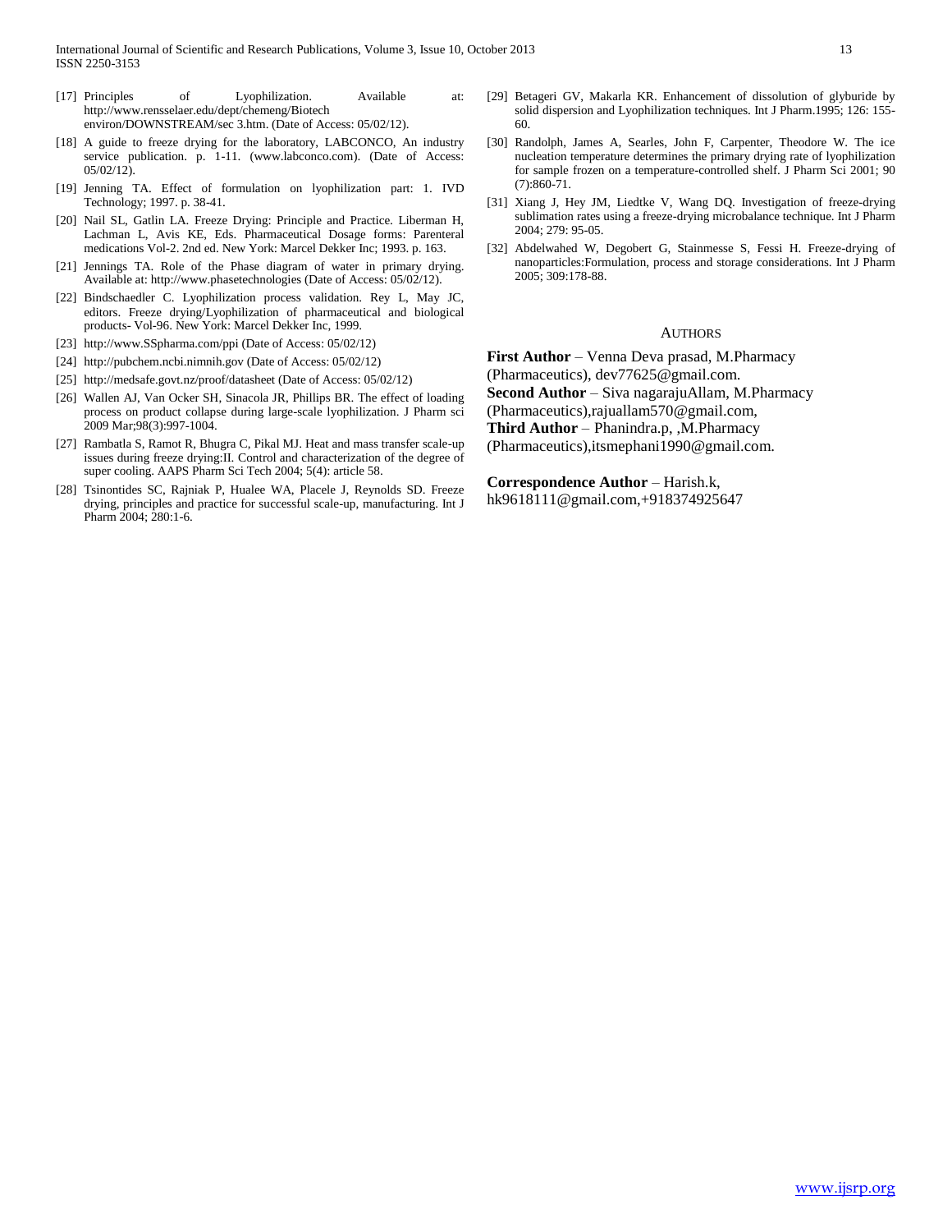[17] Principles of Lyophilization. Available at: http://www.rensselaer.edu/dept/chemeng/Biotech environ/DOWNSTREAM/sec 3.htm. (Date of Access: 05/02/12).

[18] A guide to freeze drying for the laboratory, LABCONCO, An industry service publication. p. 1-11. (www.labconco.com). (Date of Access: 05/02/12).

[19] Jenning TA. Effect of formulation on lyophilization part: 1. IVD Technology; 1997. p. 38-41.

[20] Nail SL, Gatlin LA. Freeze Drying: Principle and Practice. Liberman H, Lachman L, Avis KE, Eds. Pharmaceutical Dosage forms: Parenteral medications Vol-2. 2nd ed. New York: Marcel Dekker Inc; 1993. p. 163.

[21] Jennings TA. Role of the Phase diagram of water in primary drying. Available at: http://www.phasetechnologies (Date of Access: 05/02/12).

[22] Bindschaedler C. Lyophilization process validation. Rey L, May JC, editors. Freeze drying/Lyophilization of pharmaceutical and biological products- Vol-96. New York: Marcel Dekker Inc, 1999.

[23] http://www.SSpharma.com/ppi (Date of Access: 05/02/12)

[24] http://pubchem.ncbi.nimnih.gov (Date of Access: 05/02/12)

[25] http://medsafe.govt.nz/proof/datasheet (Date of Access: 05/02/12)

[26] Wallen AJ, Van Ocker SH, Sinacola JR, Phillips BR. The effect of loading process on product collapse during large-scale lyophilization. J Pharm sci 2009 Mar;98(3):997-1004.

[27] Rambatla S, Ramot R, Bhugra C, Pikal MJ. Heat and mass transfer scale-up issues during freeze drying:II. Control and characterization of the degree of super cooling. AAPS Pharm Sci Tech 2004; 5(4): article 58.

[28] Tsinontides SC, Rajniak P, Hualee WA, Placele J, Reynolds SD. Freeze drying, principles and practice for successful scale-up, manufacturing. Int J Pharm 2004; 280:1-6.

[29] Betageri GV, Makarla KR. Enhancement of dissolution of glyburide by solid dispersion and Lyophilization techniques. Int J Pharm.1995; 126: 155-60.

[30] Randolph, James A, Searles, John F, Carpenter, Theodore W. The ice nucleation temperature determines the primary drying rate of lyophilization for sample frozen on a temperature-controlled shelf. J Pharm Sci 2001; 90 (7):860-71.

[31] Xiang J, Hey JM, Liedtke V, Wang DQ. Investigation of freeze-drying sublimation rates using a freeze-drying microbalance technique. Int J Pharm 2004; 279: 95-05.

[32] Abdelwahed W, Degobert G, Stainmesse S, Fessi H. Freeze-drying of nanoparticles:Formulation, process and storage considerations. Int J Pharm 2005; 309:178-88.

## AUTHORS

**First Author** – Venna Deva prasad, M.Pharmacy (Pharmaceutics), dev77625@gmail.com.

**Second Author** – Siva nagarajuAllam, M.Pharmacy (Pharmaceutics),rajuallam570@gmail.com,

**Third Author** – Phanindra.p, ,M.Pharmacy (Pharmaceutics),itsmephani1990@gmail.com.

**Correspondence Author** – Harish.k, hk9618111@gmail.com,+918374925647